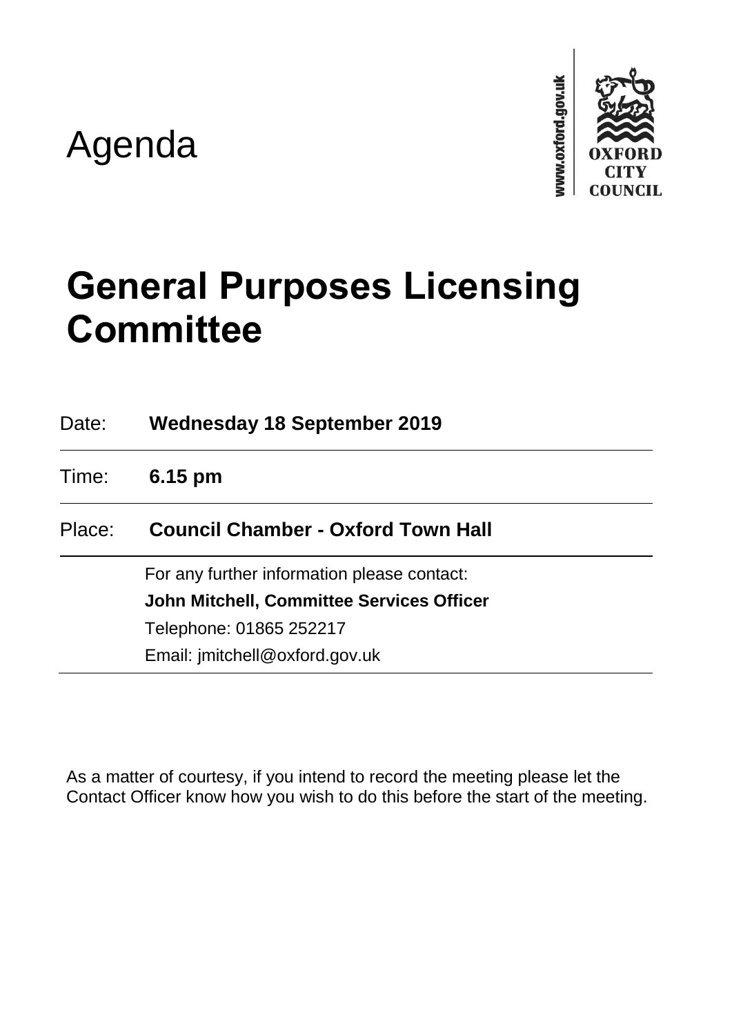Agenda

www.oxford.gov.uk

OXFORD CITY COUNCIL

# General Purposes Licensing Committee

| | |
|---|---|
| Date: | **Wednesday 18 September 2019** |
| Time: | **6.15 pm** |
| Place: | **Council Chamber - Oxford Town Hall** |

For any further information please contact:

**John Mitchell, Committee Services Officer**

Telephone: 01865 252217

Email: jmitchell@oxford.gov.uk

As a matter of courtesy, if you intend to record the meeting please let the Contact Officer know how you wish to do this before the start of the meeting.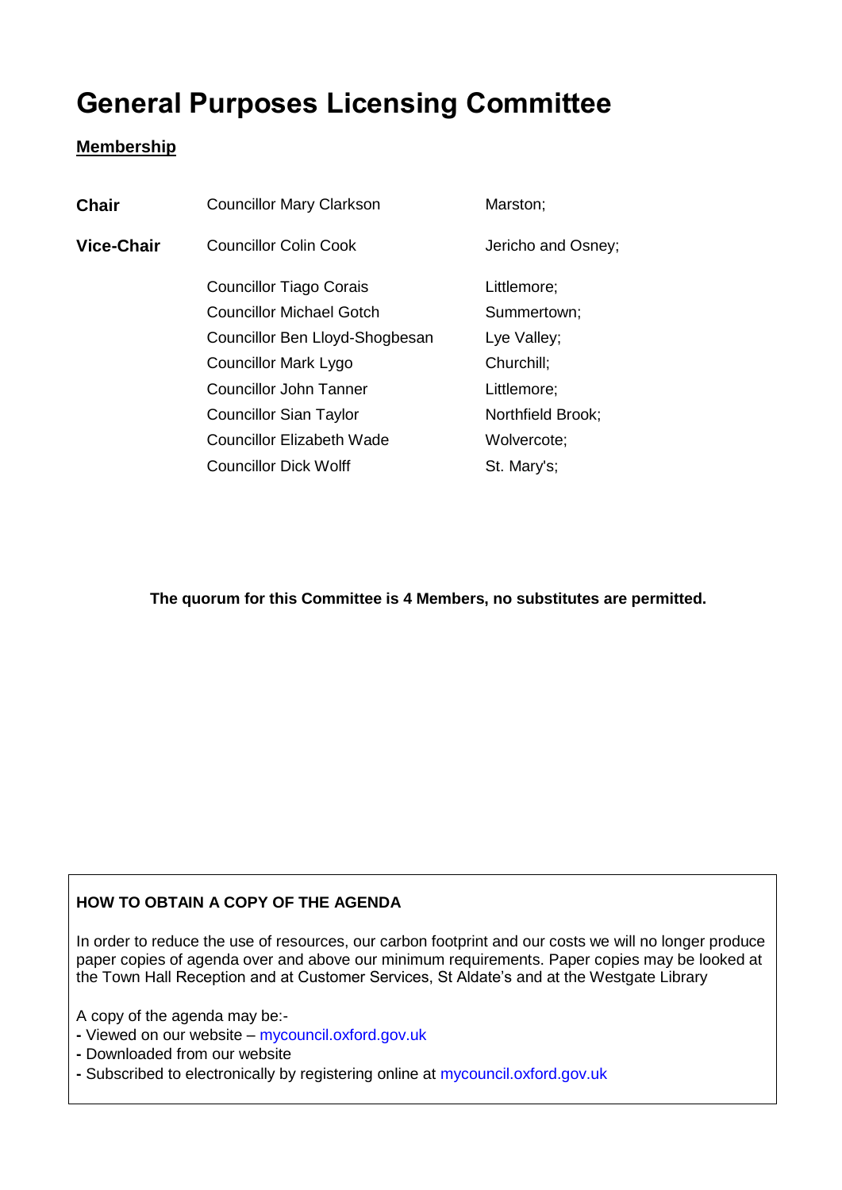# General Purposes Licensing Committee

**Membership**

| | | |
|---|---|---|
| **Chair** | Councillor Mary Clarkson | Marston; |
| **Vice-Chair** | Councillor Colin Cook | Jericho and Osney; |
| | Councillor Tiago Corais | Littlemore; |
| | Councillor Michael Gotch | Summertown; |
| | Councillor Ben Lloyd-Shogbesan | Lye Valley; |
| | Councillor Mark Lygo | Churchill; |
| | Councillor John Tanner | Littlemore; |
| | Councillor Sian Taylor | Northfield Brook; |
| | Councillor Elizabeth Wade | Wolvercote; |
| | Councillor Dick Wolff | St. Mary's; |

**The quorum for this Committee is 4 Members, no substitutes are permitted.**

**HOW TO OBTAIN A COPY OF THE AGENDA**

In order to reduce the use of resources, our carbon footprint and our costs we will no longer produce paper copies of agenda over and above our minimum requirements. Paper copies may be looked at the Town Hall Reception and at Customer Services, St Aldate's and at the Westgate Library

A copy of the agenda may be:-
- Viewed on our website – mycouncil.oxford.gov.uk
- Downloaded from our website
- Subscribed to electronically by registering online at mycouncil.oxford.gov.uk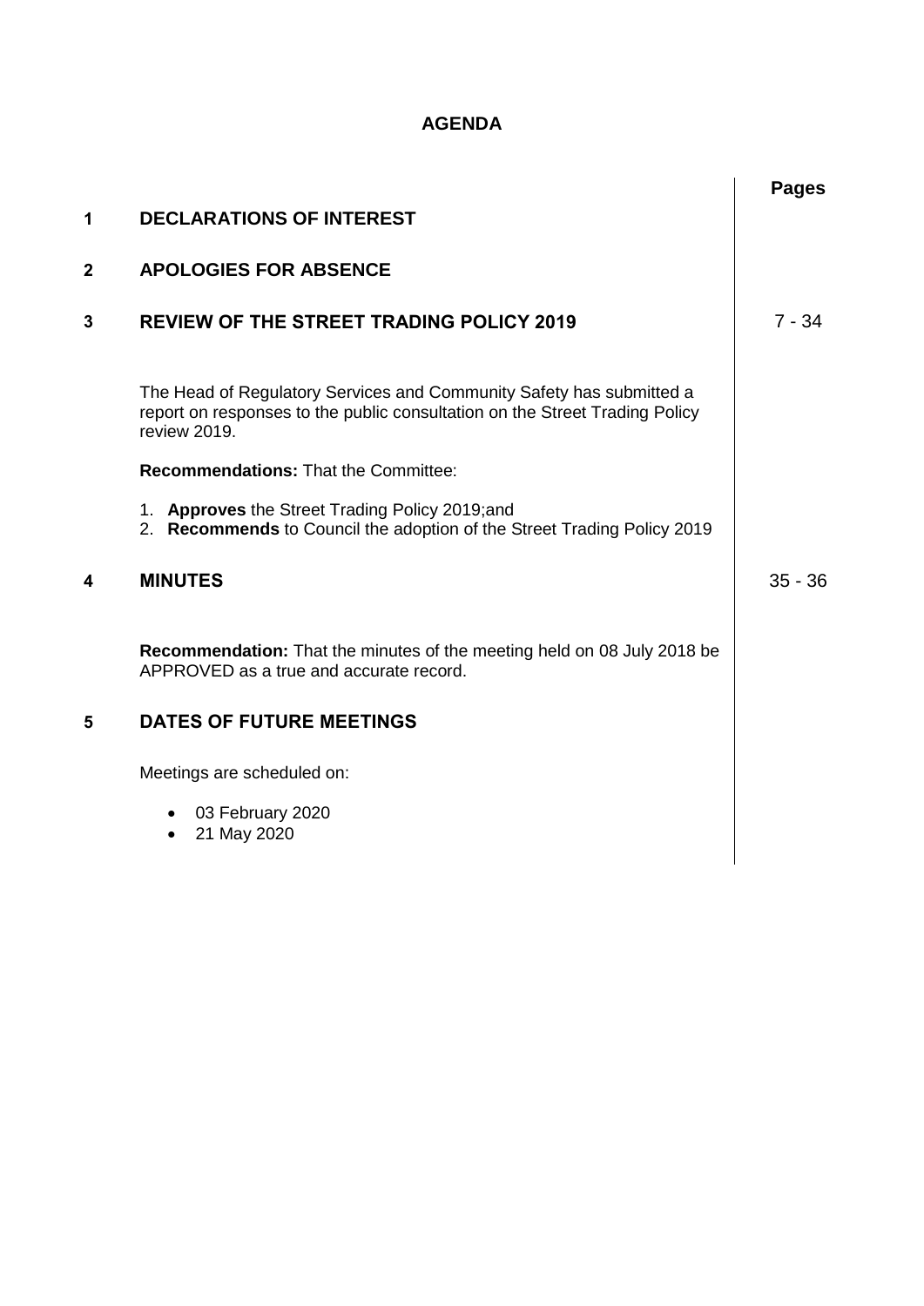# AGENDA

| | | Pages |
|---|---|---|
| **1** | **DECLARATIONS OF INTEREST** | |
| **2** | **APOLOGIES FOR ABSENCE** | |
| **3** | **REVIEW OF THE STREET TRADING POLICY 2019** | 7 - 34 |
| **4** | **MINUTES** | 35 - 36 |
| **5** | **DATES OF FUTURE MEETINGS** | |

## 1 DECLARATIONS OF INTEREST

## 2 APOLOGIES FOR ABSENCE

## 3 REVIEW OF THE STREET TRADING POLICY 2019

Pages 7 - 34

The Head of Regulatory Services and Community Safety has submitted a report on responses to the public consultation on the Street Trading Policy review 2019.

**Recommendations:** That the Committee:

1. **Approves** the Street Trading Policy 2019;and
2. **Recommends** to Council the adoption of the Street Trading Policy 2019

## 4 MINUTES

Pages 35 - 36

**Recommendation:** That the minutes of the meeting held on 08 July 2018 be APPROVED as a true and accurate record.

## 5 DATES OF FUTURE MEETINGS

Meetings are scheduled on:

- 03 February 2020
- 21 May 2020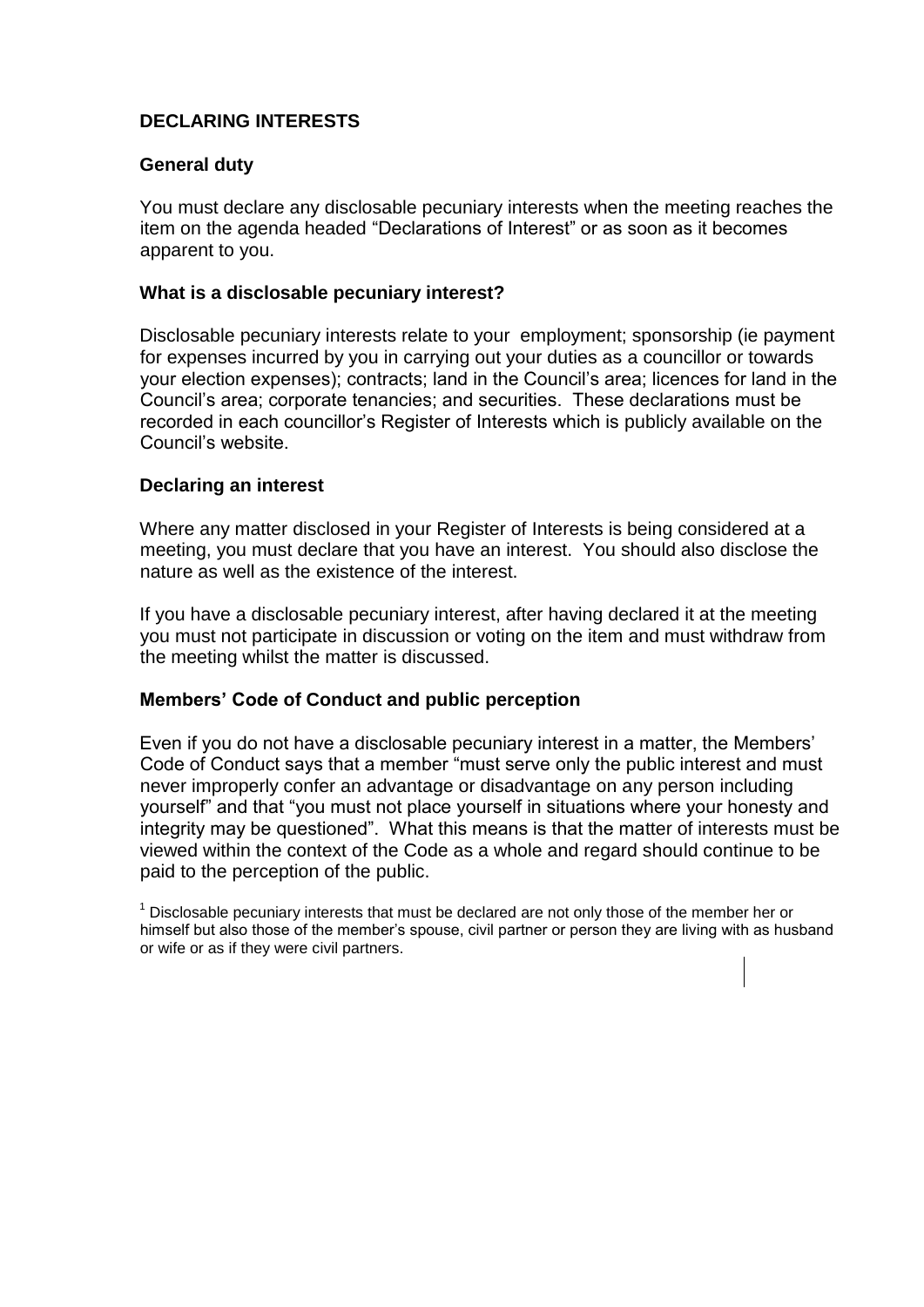## DECLARING INTERESTS

### General duty

You must declare any disclosable pecuniary interests when the meeting reaches the item on the agenda headed "Declarations of Interest" or as soon as it becomes apparent to you.

### What is a disclosable pecuniary interest?

Disclosable pecuniary interests relate to your employment; sponsorship (ie payment for expenses incurred by you in carrying out your duties as a councillor or towards your election expenses); contracts; land in the Council's area; licences for land in the Council's area; corporate tenancies; and securities. These declarations must be recorded in each councillor's Register of Interests which is publicly available on the Council's website.

### Declaring an interest

Where any matter disclosed in your Register of Interests is being considered at a meeting, you must declare that you have an interest. You should also disclose the nature as well as the existence of the interest.

If you have a disclosable pecuniary interest, after having declared it at the meeting you must not participate in discussion or voting on the item and must withdraw from the meeting whilst the matter is discussed.

### Members' Code of Conduct and public perception

Even if you do not have a disclosable pecuniary interest in a matter, the Members' Code of Conduct says that a member "must serve only the public interest and must never improperly confer an advantage or disadvantage on any person including yourself" and that "you must not place yourself in situations where your honesty and integrity may be questioned". What this means is that the matter of interests must be viewed within the context of the Code as a whole and regard should continue to be paid to the perception of the public.

[1] Disclosable pecuniary interests that must be declared are not only those of the member her or himself but also those of the member's spouse, civil partner or person they are living with as husband or wife or as if they were civil partners.